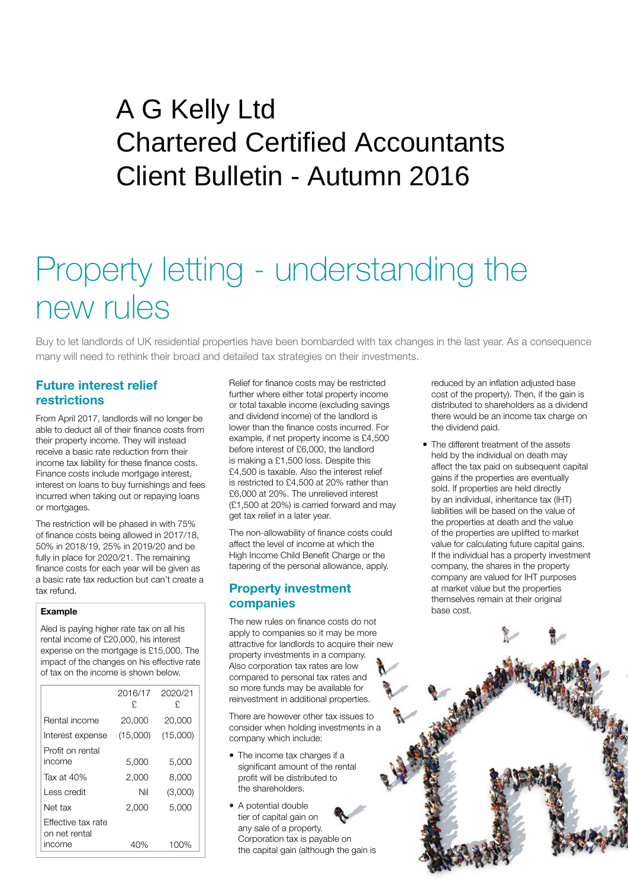# A G Kelly Ltd
# Chartered Certified Accountants
# Client Bulletin - Autumn 2016

# Property letting - understanding the new rules

Buy to let landlords of UK residential properties have been bombarded with tax changes in the last year. As a consequence many will need to rethink their broad and detailed tax strategies on their investments.

## Future interest relief restrictions

From April 2017, landlords will no longer be able to deduct all of their finance costs from their property income. They will instead receive a basic rate reduction from their income tax liability for these finance costs. Finance costs include mortgage interest, interest on loans to buy furnishings and fees incurred when taking out or repaying loans or mortgages.

The restriction will be phased in with 75% of finance costs being allowed in 2017/18, 50% in 2018/19, 25% in 2019/20 and be fully in place for 2020/21. The remaining finance costs for each year will be given as a basic rate tax reduction but can't create a tax refund.

**Example**

Aled is paying higher rate tax on all his rental income of £20,000, his interest expense on the mortgage is £15,000. The impact of the changes on his effective rate of tax on the income is shown below.

| | 2016/17 £ | 2020/21 £ |
|---|---|---|
| Rental income | 20,000 | 20,000 |
| Interest expense | (15,000) | (15,000) |
| Profit on rental income | 5,000 | 5,000 |
| Tax at 40% | 2,000 | 8,000 |
| Less credit | Nil | (3,000) |
| Net tax | 2,000 | 5,000 |
| Effective tax rate on net rental income | 40% | 100% |

Relief for finance costs may be restricted further where either total property income or total taxable income (excluding savings and dividend income) of the landlord is lower than the finance costs incurred. For example, if net property income is £4,500 before interest of £6,000, the landlord is making a £1,500 loss. Despite this £4,500 is taxable. Also the interest relief is restricted to £4,500 at 20% rather than £6,000 at 20%. The unrelieved interest (£1,500 at 20%) is carried forward and may get tax relief in a later year.

The non-allowability of finance costs could affect the level of income at which the High Income Child Benefit Charge or the tapering of the personal allowance, apply.

## Property investment companies

The new rules on finance costs do not apply to companies so it may be more attractive for landlords to acquire their new property investments in a company. Also corporation tax rates are low compared to personal tax rates and so more funds may be available for reinvestment in additional properties.

There are however other tax issues to consider when holding investments in a company which include:

- The income tax charges if a significant amount of the rental profit will be distributed to the shareholders.
- A potential double tier of capital gain on any sale of a property. Corporation tax is payable on the capital gain (although the gain is reduced by an inflation adjusted base cost of the property). Then, if the gain is distributed to shareholders as a dividend there would be an income tax charge on the dividend paid.
- The different treatment of the assets held by the individual on death may affect the tax paid on subsequent capital gains if the properties are eventually sold. If properties are held directly by an individual, inheritance tax (IHT) liabilities will be based on the value of the properties at death and the value of the properties are uplifted to market value for calculating future capital gains. If the individual has a property investment company, the shares in the property company are valued for IHT purposes at market value but the properties themselves remain at their original base cost.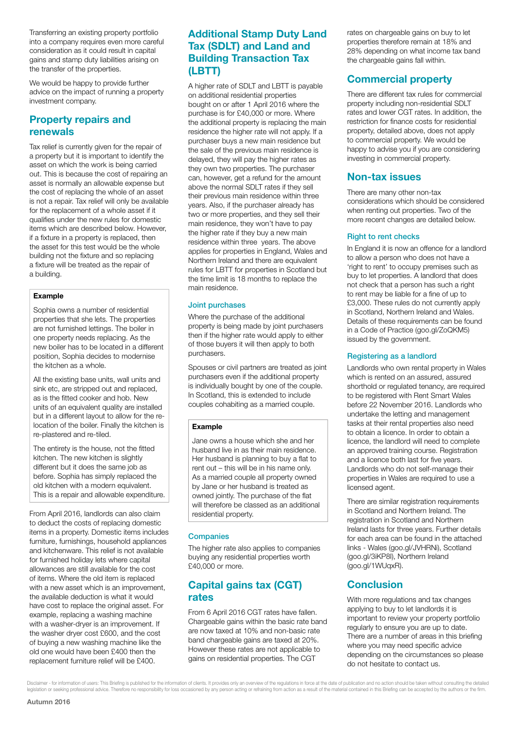Transferring an existing property portfolio into a company requires even more careful consideration as it could result in capital gains and stamp duty liabilities arising on the transfer of the properties.

We would be happy to provide further advice on the impact of running a property investment company.

## Property repairs and renewals

Tax relief is currently given for the repair of a property but it is important to identify the asset on which the work is being carried out. This is because the cost of repairing an asset is normally an allowable expense but the cost of replacing the whole of an asset is not a repair. Tax relief will only be available for the replacement of a whole asset if it qualifies under the new rules for domestic items which are described below. However, if a fixture in a property is replaced, then the asset for this test would be the whole building not the fixture and so replacing a fixture will be treated as the repair of a building.

> **Example**
>
> Sophia owns a number of residential properties that she lets. The properties are not furnished lettings. The boiler in one property needs replacing. As the new boiler has to be located in a different position, Sophia decides to modernise the kitchen as a whole.
>
> All the existing base units, wall units and sink etc, are stripped out and replaced, as is the fitted cooker and hob. New units of an equivalent quality are installed but in a different layout to allow for the re-location of the boiler. Finally the kitchen is re-plastered and re-tiled.
>
> The entirety is the house, not the fitted kitchen. The new kitchen is slightly different but it does the same job as before. Sophia has simply replaced the old kitchen with a modern equivalent. This is a repair and allowable expenditure.

From April 2016, landlords can also claim to deduct the costs of replacing domestic items in a property. Domestic items includes furniture, furnishings, household appliances and kitchenware. This relief is not available for furnished holiday lets where capital allowances are still available for the cost of items. Where the old item is replaced with a new asset which is an improvement, the available deduction is what it would have cost to replace the original asset. For example, replacing a washing machine with a washer-dryer is an improvement. If the washer dryer cost £600, and the cost of buying a new washing machine like the old one would have been £400 then the replacement furniture relief will be £400.

## Additional Stamp Duty Land Tax (SDLT) and Land and Building Transaction Tax (LBTT)

A higher rate of SDLT and LBTT is payable on additional residential properties bought on or after 1 April 2016 where the purchase is for £40,000 or more. Where the additional property is replacing the main residence the higher rate will not apply. If a purchaser buys a new main residence but the sale of the previous main residence is delayed, they will pay the higher rates as they own two properties. The purchaser can, however, get a refund for the amount above the normal SDLT rates if they sell their previous main residence within three years. Also, if the purchaser already has two or more properties, and they sell their main residence, they won't have to pay the higher rate if they buy a new main residence within three years. The above applies for properties in England, Wales and Northern Ireland and there are equivalent rules for LBTT for properties in Scotland but the time limit is 18 months to replace the main residence.

### Joint purchases

Where the purchase of the additional property is being made by joint purchasers then if the higher rate would apply to either of those buyers it will then apply to both purchasers.

Spouses or civil partners are treated as joint purchasers even if the additional property is individually bought by one of the couple. In Scotland, this is extended to include couples cohabiting as a married couple.

> **Example**
>
> Jane owns a house which she and her husband live in as their main residence. Her husband is planning to buy a flat to rent out – this will be in his name only. As a married couple all property owned by Jane or her husband is treated as owned jointly. The purchase of the flat will therefore be classed as an additional residential property.

### Companies

The higher rate also applies to companies buying any residential properties worth £40,000 or more.

## Capital gains tax (CGT) rates

From 6 April 2016 CGT rates have fallen. Chargeable gains within the basic rate band are now taxed at 10% and non-basic rate band chargeable gains are taxed at 20%. However these rates are not applicable to gains on residential properties. The CGT rates on chargeable gains on buy to let properties therefore remain at 18% and 28% depending on what income tax band the chargeable gains fall within.

## Commercial property

There are different tax rules for commercial property including non-residential SDLT rates and lower CGT rates. In addition, the restriction for finance costs for residential property, detailed above, does not apply to commercial property. We would be happy to advise you if you are considering investing in commercial property.

## Non-tax issues

There are many other non-tax considerations which should be considered when renting out properties. Two of the more recent changes are detailed below.

### Right to rent checks

In England it is now an offence for a landlord to allow a person who does not have a 'right to rent' to occupy premises such as buy to let properties. A landlord that does not check that a person has such a right to rent may be liable for a fine of up to £3,000. These rules do not currently apply in Scotland, Northern Ireland and Wales. Details of these requirements can be found in a Code of Practice (goo.gl/ZoQKM5) issued by the government.

### Registering as a landlord

Landlords who own rental property in Wales which is rented on an assured, assured shorthold or regulated tenancy, are required to be registered with Rent Smart Wales before 22 November 2016. Landlords who undertake the letting and management tasks at their rental properties also need to obtain a licence. In order to obtain a licence, the landlord will need to complete an approved training course. Registration and a licence both last for five years. Landlords who do not self-manage their properties in Wales are required to use a licensed agent.

There are similar registration requirements in Scotland and Northern Ireland. The registration in Scotland and Northern Ireland lasts for three years. Further details for each area can be found in the attached links - Wales (goo.gl/JVHRNi), Scotland (goo.gl/3iKP8I), Northern Ireland (goo.gl/1WUqxR).

## Conclusion

With more regulations and tax changes applying to buy to let landlords it is important to review your property portfolio regularly to ensure you are up to date. There are a number of areas in this briefing where you may need specific advice depending on the circumstances so please do not hesitate to contact us.

Disclaimer - for information of users: This Briefing is published for the information of clients. It provides only an overview of the regulations in force at the date of publication and no action should be taken without consulting the detailed legislation or seeking professional advice. Therefore no responsibility for loss occasioned by any person acting or refraining from action as a result of the material contained in this Briefing can be accepted by the authors or the firm.

Autumn 2016